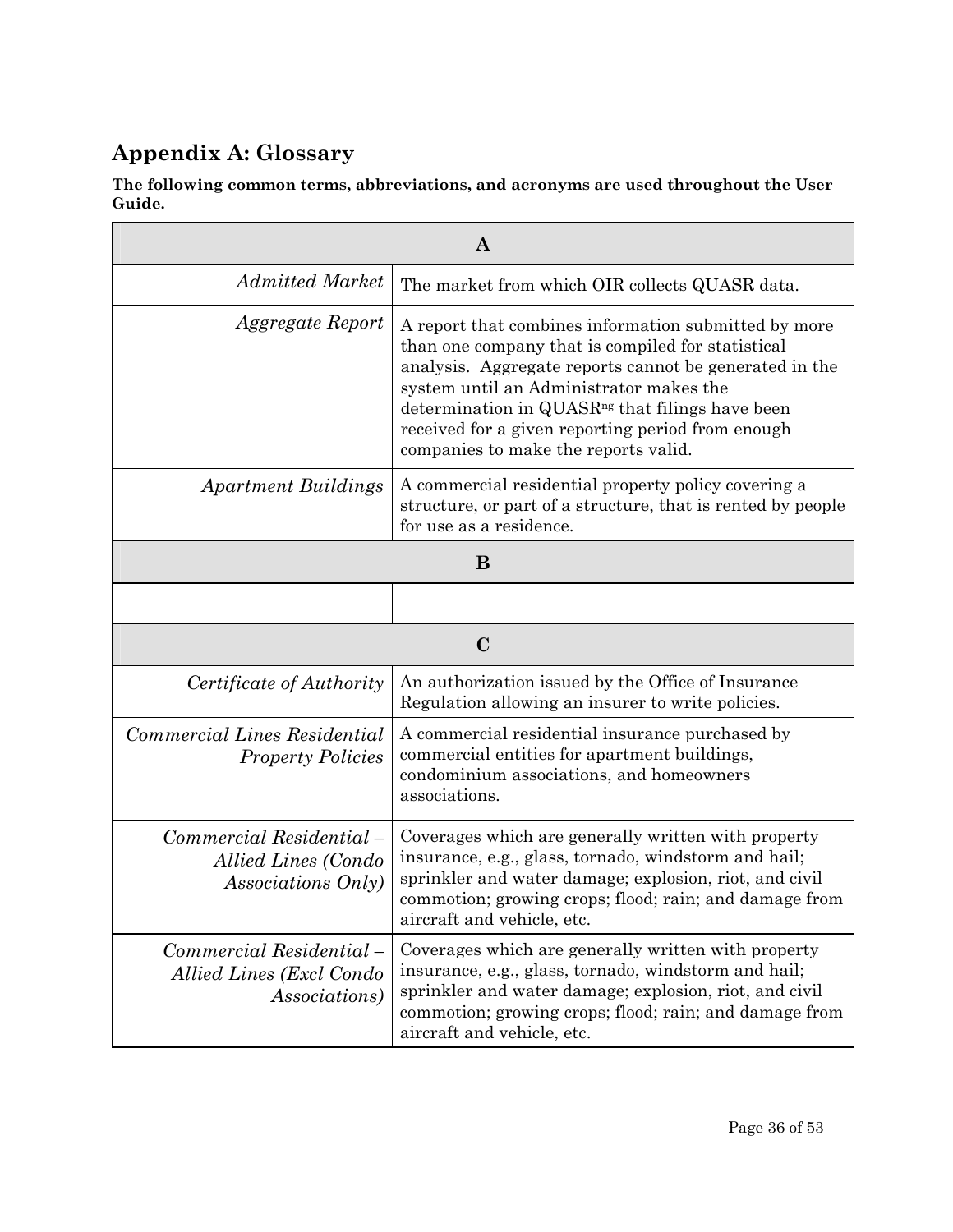## Appendix A: Glossary

**The following common terms, abbreviations, and acronyms are used throughout the User Guide.**

| A | |
|---|---|
| *Admitted Market* | The market from which OIR collects QUASR data. |
| *Aggregate Report* | A report that combines information submitted by more than one company that is compiled for statistical analysis. Aggregate reports cannot be generated in the system until an Administrator makes the determination in QUASR[ng] that filings have been received for a given reporting period from enough companies to make the reports valid. |
| *Apartment Buildings* | A commercial residential property policy covering a structure, or part of a structure, that is rented by people for use as a residence. |
| **B** | |
| | |
| **C** | |
| *Certificate of Authority* | An authorization issued by the Office of Insurance Regulation allowing an insurer to write policies. |
| *Commercial Lines Residential Property Policies* | A commercial residential insurance purchased by commercial entities for apartment buildings, condominium associations, and homeowners associations. |
| *Commercial Residential – Allied Lines (Condo Associations Only)* | Coverages which are generally written with property insurance, e.g., glass, tornado, windstorm and hail; sprinkler and water damage; explosion, riot, and civil commotion; growing crops; flood; rain; and damage from aircraft and vehicle, etc. |
| *Commercial Residential – Allied Lines (Excl Condo Associations)* | Coverages which are generally written with property insurance, e.g., glass, tornado, windstorm and hail; sprinkler and water damage; explosion, riot, and civil commotion; growing crops; flood; rain; and damage from aircraft and vehicle, etc. |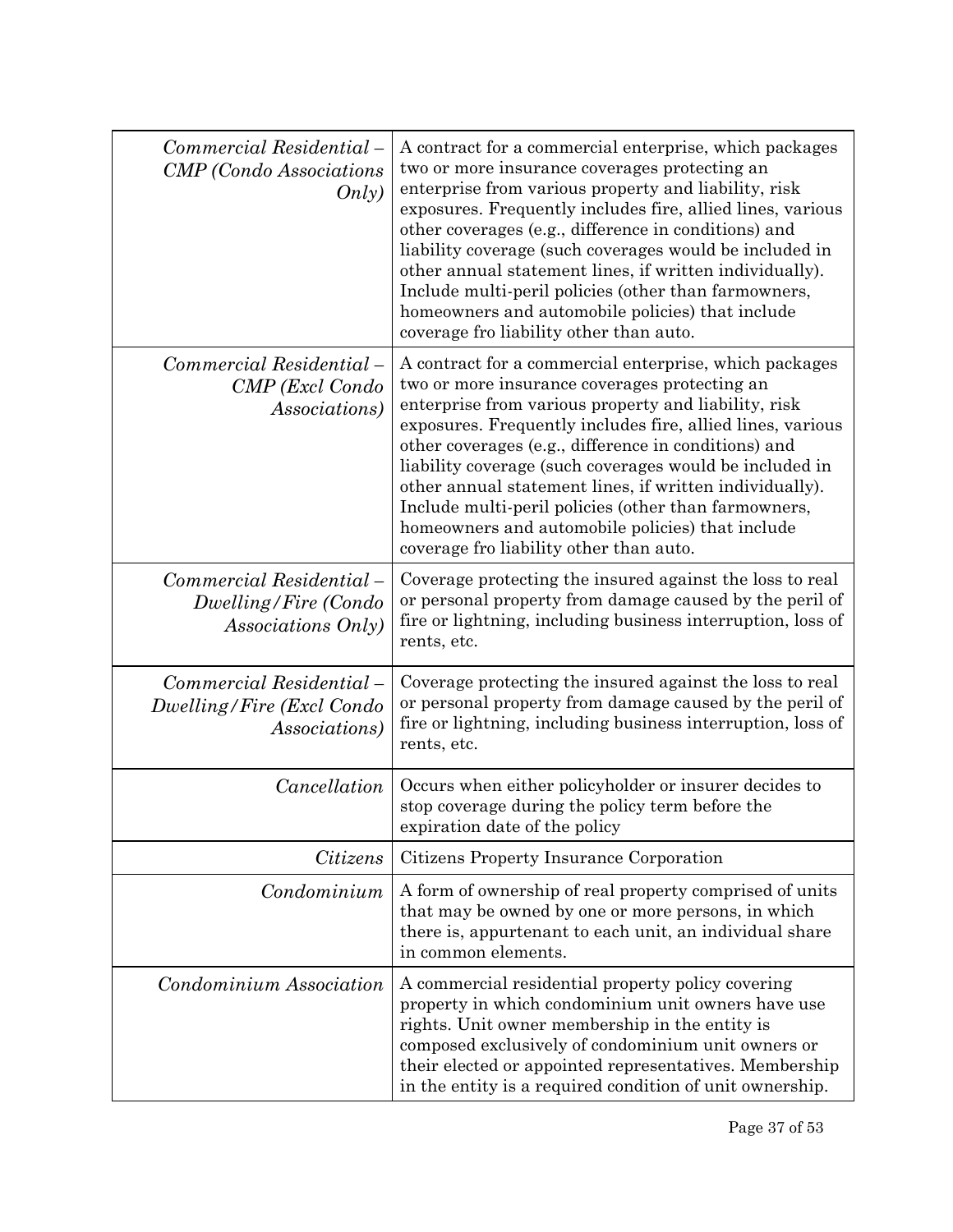| | |
|---|---|
| *Commercial Residential – CMP (Condo Associations Only)* | A contract for a commercial enterprise, which packages two or more insurance coverages protecting an enterprise from various property and liability, risk exposures. Frequently includes fire, allied lines, various other coverages (e.g., difference in conditions) and liability coverage (such coverages would be included in other annual statement lines, if written individually). Include multi-peril policies (other than farmowners, homeowners and automobile policies) that include coverage fro liability other than auto. |
| *Commercial Residential – CMP (Excl Condo Associations)* | A contract for a commercial enterprise, which packages two or more insurance coverages protecting an enterprise from various property and liability, risk exposures. Frequently includes fire, allied lines, various other coverages (e.g., difference in conditions) and liability coverage (such coverages would be included in other annual statement lines, if written individually). Include multi-peril policies (other than farmowners, homeowners and automobile policies) that include coverage fro liability other than auto. |
| *Commercial Residential – Dwelling/Fire (Condo Associations Only)* | Coverage protecting the insured against the loss to real or personal property from damage caused by the peril of fire or lightning, including business interruption, loss of rents, etc. |
| *Commercial Residential – Dwelling/Fire (Excl Condo Associations)* | Coverage protecting the insured against the loss to real or personal property from damage caused by the peril of fire or lightning, including business interruption, loss of rents, etc. |
| *Cancellation* | Occurs when either policyholder or insurer decides to stop coverage during the policy term before the expiration date of the policy |
| *Citizens* | Citizens Property Insurance Corporation |
| *Condominium* | A form of ownership of real property comprised of units that may be owned by one or more persons, in which there is, appurtenant to each unit, an individual share in common elements. |
| *Condominium Association* | A commercial residential property policy covering property in which condominium unit owners have use rights. Unit owner membership in the entity is composed exclusively of condominium unit owners or their elected or appointed representatives. Membership in the entity is a required condition of unit ownership. |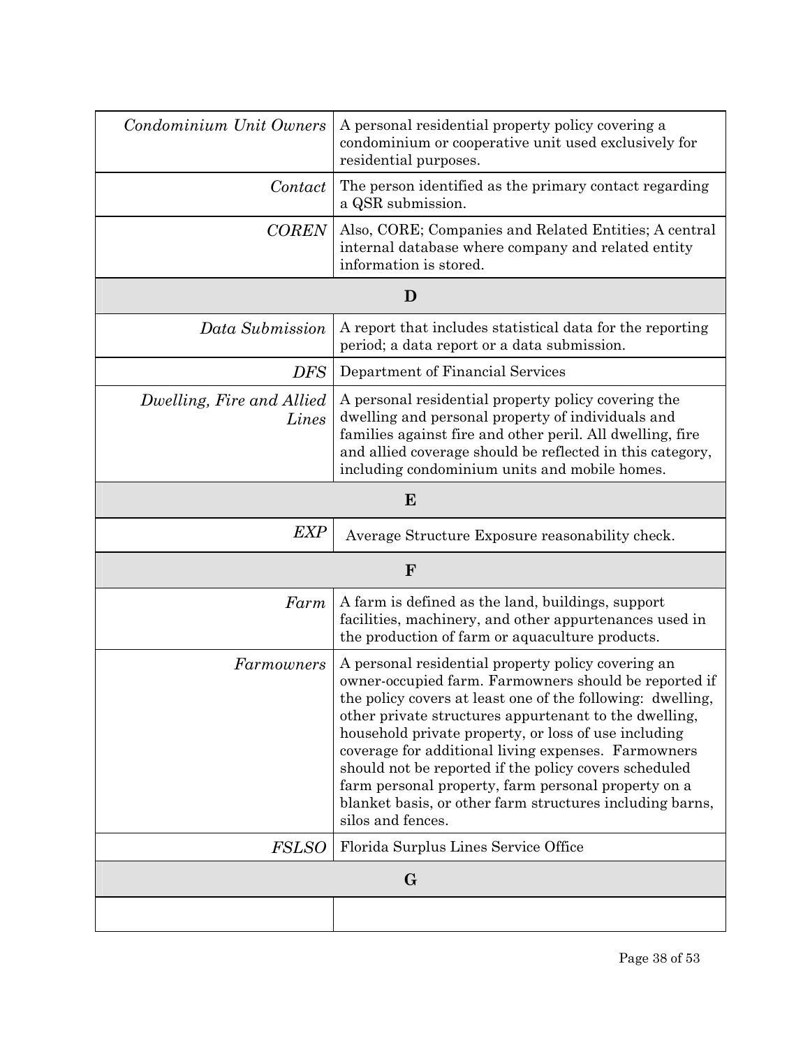| | |
|---|---|
| *Condominium Unit Owners* | A personal residential property policy covering a condominium or cooperative unit used exclusively for residential purposes. |
| *Contact* | The person identified as the primary contact regarding a QSR submission. |
| *COREN* | Also, CORE; Companies and Related Entities; A central internal database where company and related entity information is stored. |
| **D** | |
| *Data Submission* | A report that includes statistical data for the reporting period; a data report or a data submission. |
| *DFS* | Department of Financial Services |
| *Dwelling, Fire and Allied Lines* | A personal residential property policy covering the dwelling and personal property of individuals and families against fire and other peril. All dwelling, fire and allied coverage should be reflected in this category, including condominium units and mobile homes. |
| **E** | |
| *EXP* | Average Structure Exposure reasonability check. |
| **F** | |
| *Farm* | A farm is defined as the land, buildings, support facilities, machinery, and other appurtenances used in the production of farm or aquaculture products. |
| *Farmowners* | A personal residential property policy covering an owner-occupied farm. Farmowners should be reported if the policy covers at least one of the following: dwelling, other private structures appurtenant to the dwelling, household private property, or loss of use including coverage for additional living expenses. Farmowners should not be reported if the policy covers scheduled farm personal property, farm personal property on a blanket basis, or other farm structures including barns, silos and fences. |
| *FSLSO* | Florida Surplus Lines Service Office |
| **G** | |
| | |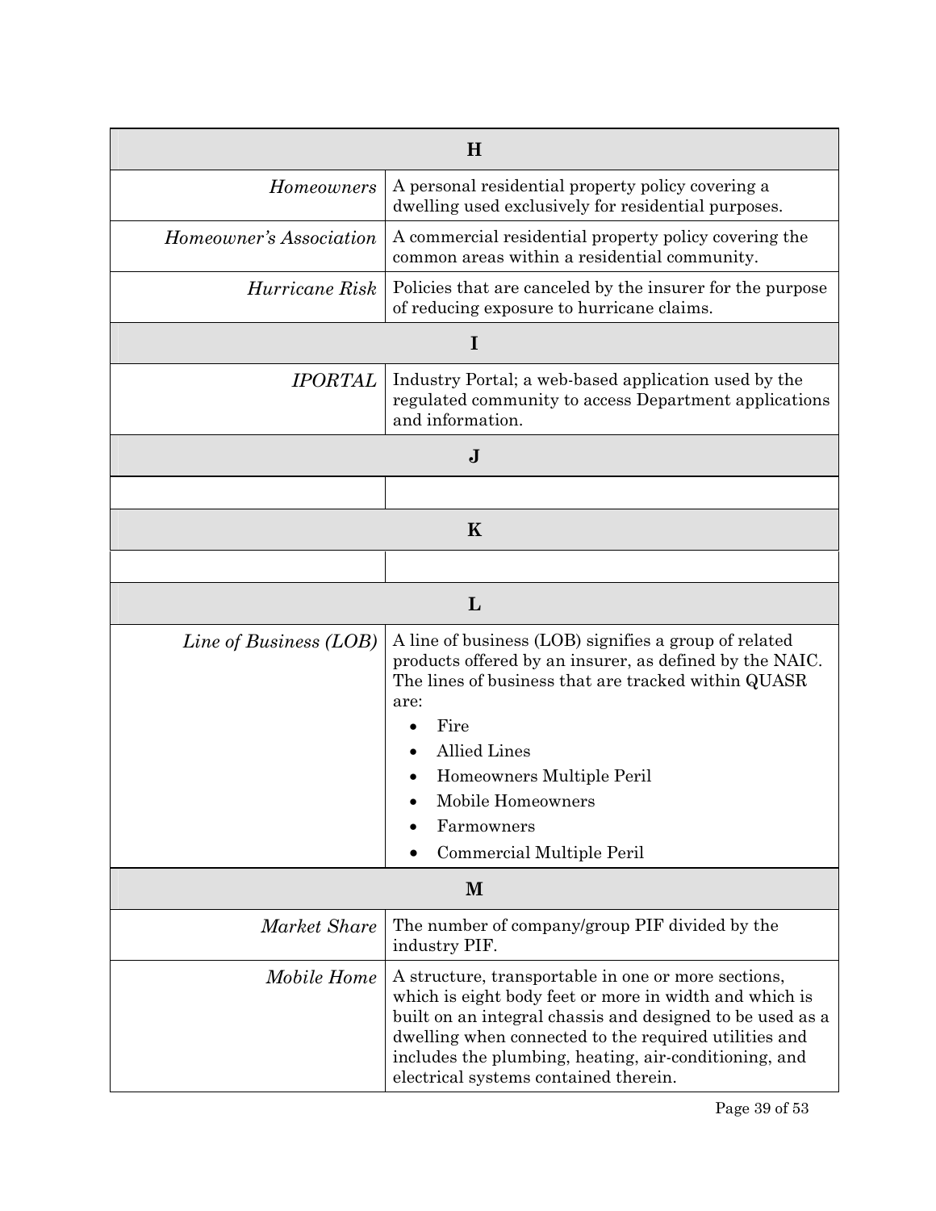| H | |
|---|---|
| *Homeowners* | A personal residential property policy covering a dwelling used exclusively for residential purposes. |
| *Homeowner's Association* | A commercial residential property policy covering the common areas within a residential community. |
| *Hurricane Risk* | Policies that are canceled by the insurer for the purpose of reducing exposure to hurricane claims. |
| **I** | |
| *IPORTAL* | Industry Portal; a web-based application used by the regulated community to access Department applications and information. |
| **J** | |
| | |
| **K** | |
| | |
| **L** | |
| *Line of Business (LOB)* | A line of business (LOB) signifies a group of related products offered by an insurer, as defined by the NAIC. The lines of business that are tracked within QUASR are:<br>• Fire<br>• Allied Lines<br>• Homeowners Multiple Peril<br>• Mobile Homeowners<br>• Farmowners<br>• Commercial Multiple Peril |
| **M** | |
| *Market Share* | The number of company/group PIF divided by the industry PIF. |
| *Mobile Home* | A structure, transportable in one or more sections, which is eight body feet or more in width and which is built on an integral chassis and designed to be used as a dwelling when connected to the required utilities and includes the plumbing, heating, air-conditioning, and electrical systems contained therein. |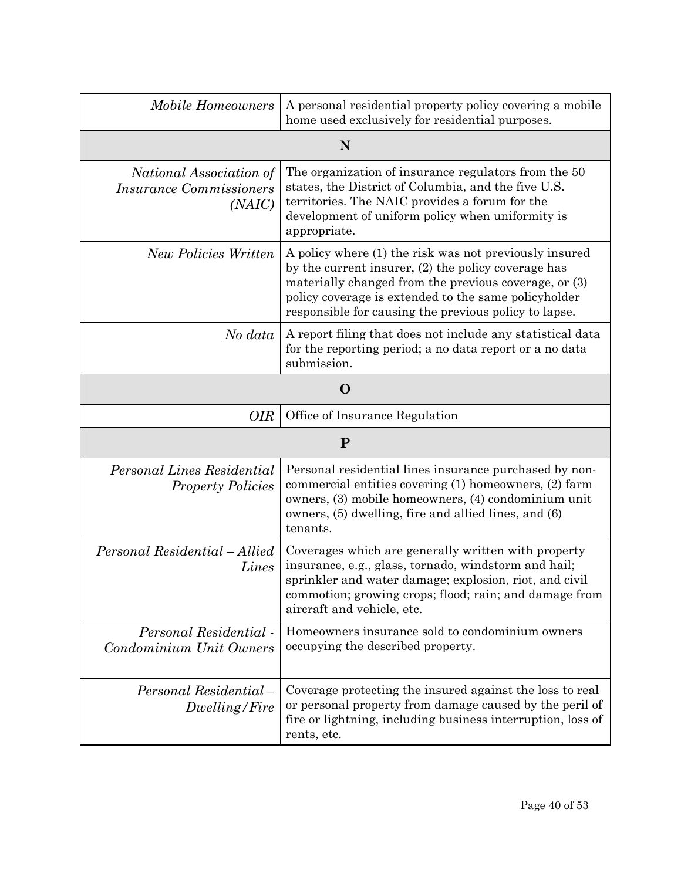| | |
|---|---|
| *Mobile Homeowners* | A personal residential property policy covering a mobile home used exclusively for residential purposes. |
| **N** | |
| *National Association of Insurance Commissioners (NAIC)* | The organization of insurance regulators from the 50 states, the District of Columbia, and the five U.S. territories. The NAIC provides a forum for the development of uniform policy when uniformity is appropriate. |
| *New Policies Written* | A policy where (1) the risk was not previously insured by the current insurer, (2) the policy coverage has materially changed from the previous coverage, or (3) policy coverage is extended to the same policyholder responsible for causing the previous policy to lapse. |
| *No data* | A report filing that does not include any statistical data for the reporting period; a no data report or a no data submission. |
| **O** | |
| *OIR* | Office of Insurance Regulation |
| **P** | |
| *Personal Lines Residential Property Policies* | Personal residential lines insurance purchased by non-commercial entities covering (1) homeowners, (2) farm owners, (3) mobile homeowners, (4) condominium unit owners, (5) dwelling, fire and allied lines, and (6) tenants. |
| *Personal Residential – Allied Lines* | Coverages which are generally written with property insurance, e.g., glass, tornado, windstorm and hail; sprinkler and water damage; explosion, riot, and civil commotion; growing crops; flood; rain; and damage from aircraft and vehicle, etc. |
| *Personal Residential - Condominium Unit Owners* | Homeowners insurance sold to condominium owners occupying the described property. |
| *Personal Residential – Dwelling/Fire* | Coverage protecting the insured against the loss to real or personal property from damage caused by the peril of fire or lightning, including business interruption, loss of rents, etc. |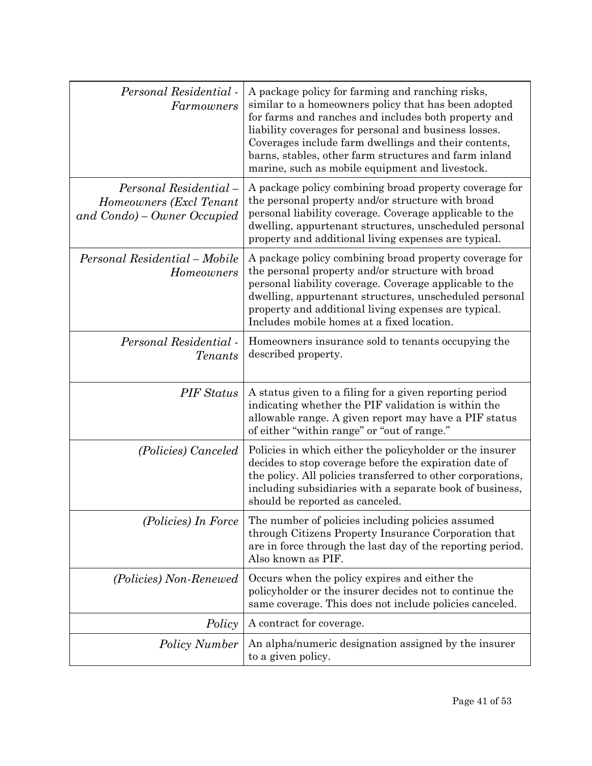| | |
|---|---|
| *Personal Residential - Farmowners* | A package policy for farming and ranching risks, similar to a homeowners policy that has been adopted for farms and ranches and includes both property and liability coverages for personal and business losses. Coverages include farm dwellings and their contents, barns, stables, other farm structures and farm inland marine, such as mobile equipment and livestock. |
| *Personal Residential – Homeowners (Excl Tenant and Condo) – Owner Occupied* | A package policy combining broad property coverage for the personal property and/or structure with broad personal liability coverage. Coverage applicable to the dwelling, appurtenant structures, unscheduled personal property and additional living expenses are typical. |
| *Personal Residential – Mobile Homeowners* | A package policy combining broad property coverage for the personal property and/or structure with broad personal liability coverage. Coverage applicable to the dwelling, appurtenant structures, unscheduled personal property and additional living expenses are typical. Includes mobile homes at a fixed location. |
| *Personal Residential - Tenants* | Homeowners insurance sold to tenants occupying the described property. |
| *PIF Status* | A status given to a filing for a given reporting period indicating whether the PIF validation is within the allowable range. A given report may have a PIF status of either "within range" or "out of range." |
| *(Policies) Canceled* | Policies in which either the policyholder or the insurer decides to stop coverage before the expiration date of the policy. All policies transferred to other corporations, including subsidiaries with a separate book of business, should be reported as canceled. |
| *(Policies) In Force* | The number of policies including policies assumed through Citizens Property Insurance Corporation that are in force through the last day of the reporting period. Also known as PIF. |
| *(Policies) Non-Renewed* | Occurs when the policy expires and either the policyholder or the insurer decides not to continue the same coverage. This does not include policies canceled. |
| *Policy* | A contract for coverage. |
| *Policy Number* | An alpha/numeric designation assigned by the insurer to a given policy. |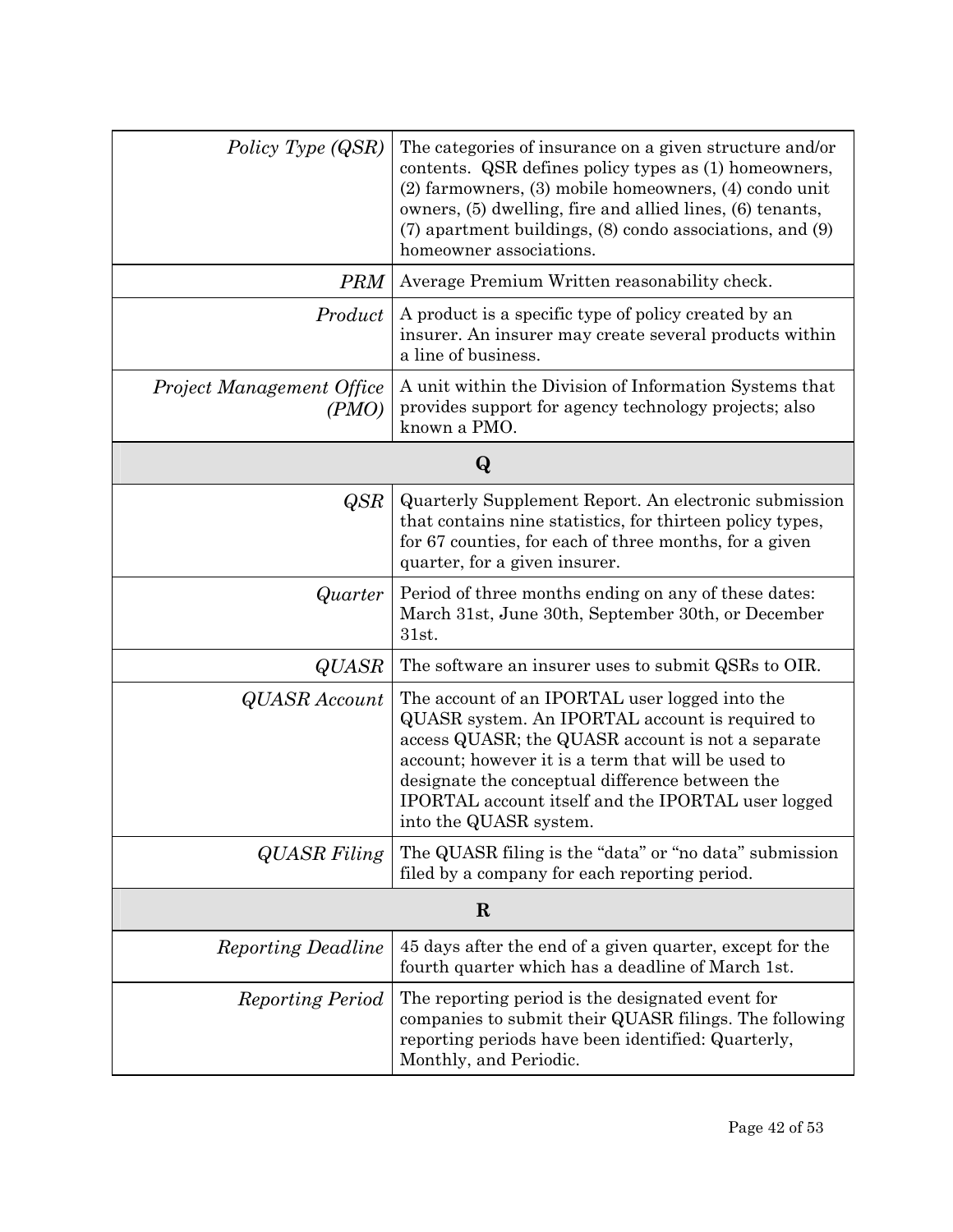| Term | Definition |
|---|---|
| *Policy Type (QSR)* | The categories of insurance on a given structure and/or contents. QSR defines policy types as (1) homeowners, (2) farmowners, (3) mobile homeowners, (4) condo unit owners, (5) dwelling, fire and allied lines, (6) tenants, (7) apartment buildings, (8) condo associations, and (9) homeowner associations. |
| *PRM* | Average Premium Written reasonability check. |
| *Product* | A product is a specific type of policy created by an insurer. An insurer may create several products within a line of business. |
| *Project Management Office (PMO)* | A unit within the Division of Information Systems that provides support for agency technology projects; also known a PMO. |
| **Q** | |
| *QSR* | Quarterly Supplement Report. An electronic submission that contains nine statistics, for thirteen policy types, for 67 counties, for each of three months, for a given quarter, for a given insurer. |
| *Quarter* | Period of three months ending on any of these dates: March 31st, June 30th, September 30th, or December 31st. |
| *QUASR* | The software an insurer uses to submit QSRs to OIR. |
| *QUASR Account* | The account of an IPORTAL user logged into the QUASR system. An IPORTAL account is required to access QUASR; the QUASR account is not a separate account; however it is a term that will be used to designate the conceptual difference between the IPORTAL account itself and the IPORTAL user logged into the QUASR system. |
| *QUASR Filing* | The QUASR filing is the “data” or “no data” submission filed by a company for each reporting period. |
| **R** | |
| *Reporting Deadline* | 45 days after the end of a given quarter, except for the fourth quarter which has a deadline of March 1st. |
| *Reporting Period* | The reporting period is the designated event for companies to submit their QUASR filings. The following reporting periods have been identified: Quarterly, Monthly, and Periodic. |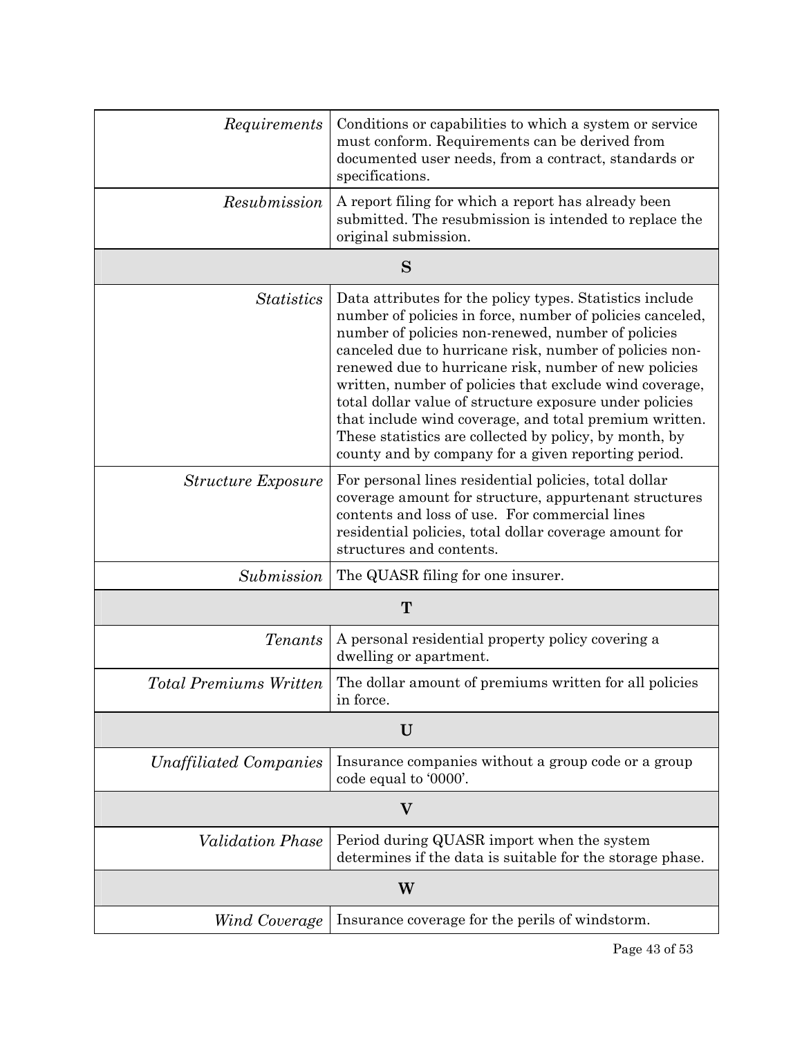| | |
|---|---|
| *Requirements* | Conditions or capabilities to which a system or service must conform. Requirements can be derived from documented user needs, from a contract, standards or specifications. |
| *Resubmission* | A report filing for which a report has already been submitted. The resubmission is intended to replace the original submission. |
| **S** | |
| *Statistics* | Data attributes for the policy types. Statistics include number of policies in force, number of policies canceled, number of policies non-renewed, number of policies canceled due to hurricane risk, number of policies non-renewed due to hurricane risk, number of new policies written, number of policies that exclude wind coverage, total dollar value of structure exposure under policies that include wind coverage, and total premium written. These statistics are collected by policy, by month, by county and by company for a given reporting period. |
| *Structure Exposure* | For personal lines residential policies, total dollar coverage amount for structure, appurtenant structures contents and loss of use. For commercial lines residential policies, total dollar coverage amount for structures and contents. |
| *Submission* | The QUASR filing for one insurer. |
| **T** | |
| *Tenants* | A personal residential property policy covering a dwelling or apartment. |
| *Total Premiums Written* | The dollar amount of premiums written for all policies in force. |
| **U** | |
| *Unaffiliated Companies* | Insurance companies without a group code or a group code equal to '0000'. |
| **V** | |
| *Validation Phase* | Period during QUASR import when the system determines if the data is suitable for the storage phase. |
| **W** | |
| *Wind Coverage* | Insurance coverage for the perils of windstorm. |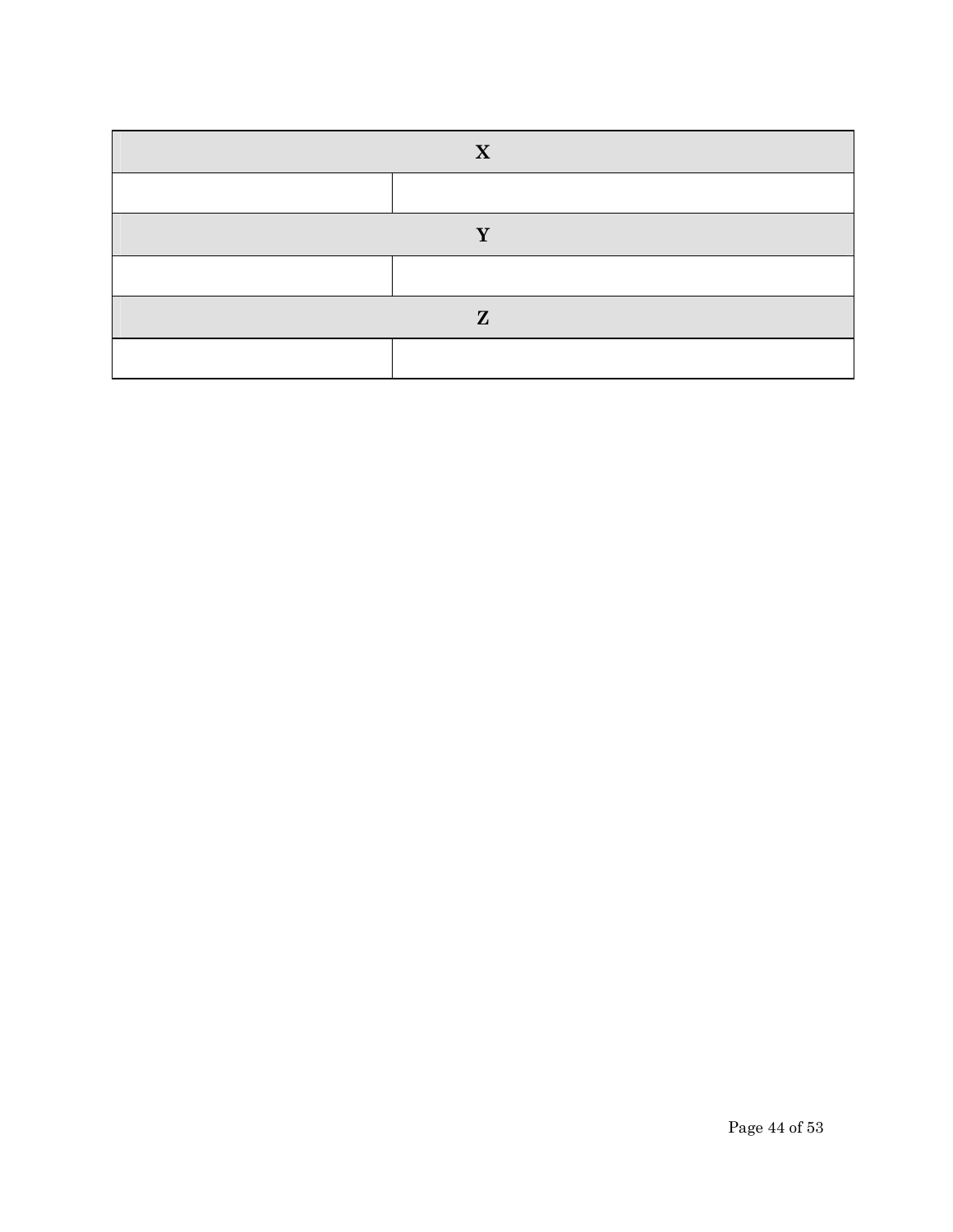| X | |
|---|---|
| | |
| **Y** | |
| | |
| **Z** | |
| | |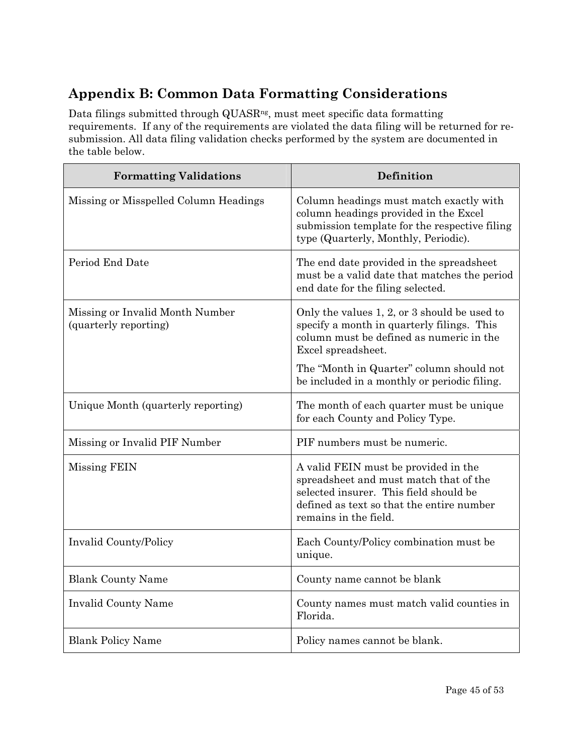## Appendix B: Common Data Formatting Considerations

Data filings submitted through QUASR[ng], must meet specific data formatting requirements. If any of the requirements are violated the data filing will be returned for re-submission. All data filing validation checks performed by the system are documented in the table below.

| Formatting Validations | Definition |
|---|---|
| Missing or Misspelled Column Headings | Column headings must match exactly with column headings provided in the Excel submission template for the respective filing type (Quarterly, Monthly, Periodic). |
| Period End Date | The end date provided in the spreadsheet must be a valid date that matches the period end date for the filing selected. |
| Missing or Invalid Month Number (quarterly reporting) | Only the values 1, 2, or 3 should be used to specify a month in quarterly filings. This column must be defined as numeric in the Excel spreadsheet.<br><br>The "Month in Quarter" column should not be included in a monthly or periodic filing. |
| Unique Month (quarterly reporting) | The month of each quarter must be unique for each County and Policy Type. |
| Missing or Invalid PIF Number | PIF numbers must be numeric. |
| Missing FEIN | A valid FEIN must be provided in the spreadsheet and must match that of the selected insurer. This field should be defined as text so that the entire number remains in the field. |
| Invalid County/Policy | Each County/Policy combination must be unique. |
| Blank County Name | County name cannot be blank |
| Invalid County Name | County names must match valid counties in Florida. |
| Blank Policy Name | Policy names cannot be blank. |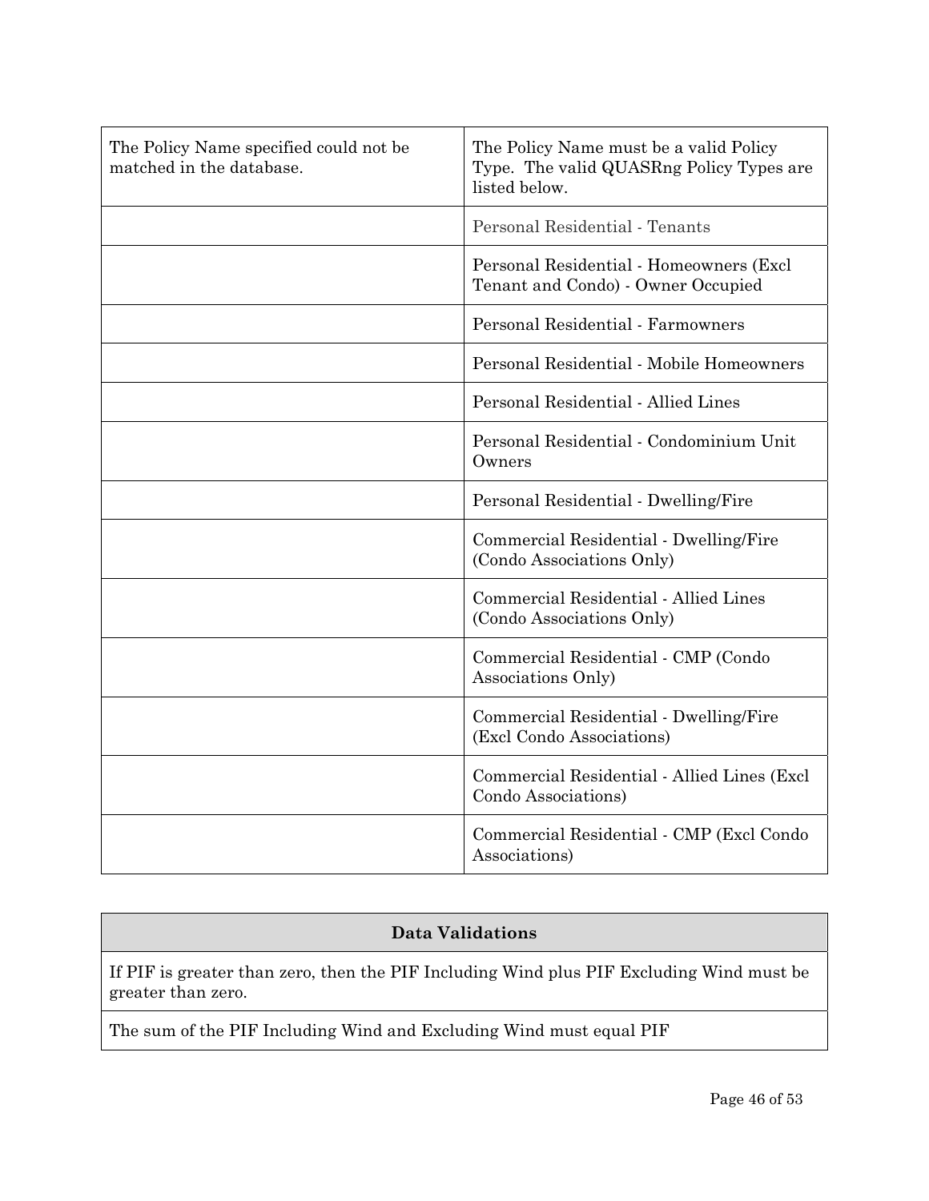| | |
|---|---|
| The Policy Name specified could not be matched in the database. | The Policy Name must be a valid Policy Type. The valid QUASRng Policy Types are listed below. |
| | Personal Residential - Tenants |
| | Personal Residential - Homeowners (Excl Tenant and Condo) - Owner Occupied |
| | Personal Residential - Farmowners |
| | Personal Residential - Mobile Homeowners |
| | Personal Residential - Allied Lines |
| | Personal Residential - Condominium Unit Owners |
| | Personal Residential - Dwelling/Fire |
| | Commercial Residential - Dwelling/Fire (Condo Associations Only) |
| | Commercial Residential - Allied Lines (Condo Associations Only) |
| | Commercial Residential - CMP (Condo Associations Only) |
| | Commercial Residential - Dwelling/Fire (Excl Condo Associations) |
| | Commercial Residential - Allied Lines (Excl Condo Associations) |
| | Commercial Residential - CMP (Excl Condo Associations) |

| Data Validations |
|---|
| If PIF is greater than zero, then the PIF Including Wind plus PIF Excluding Wind must be greater than zero. |
| The sum of the PIF Including Wind and Excluding Wind must equal PIF |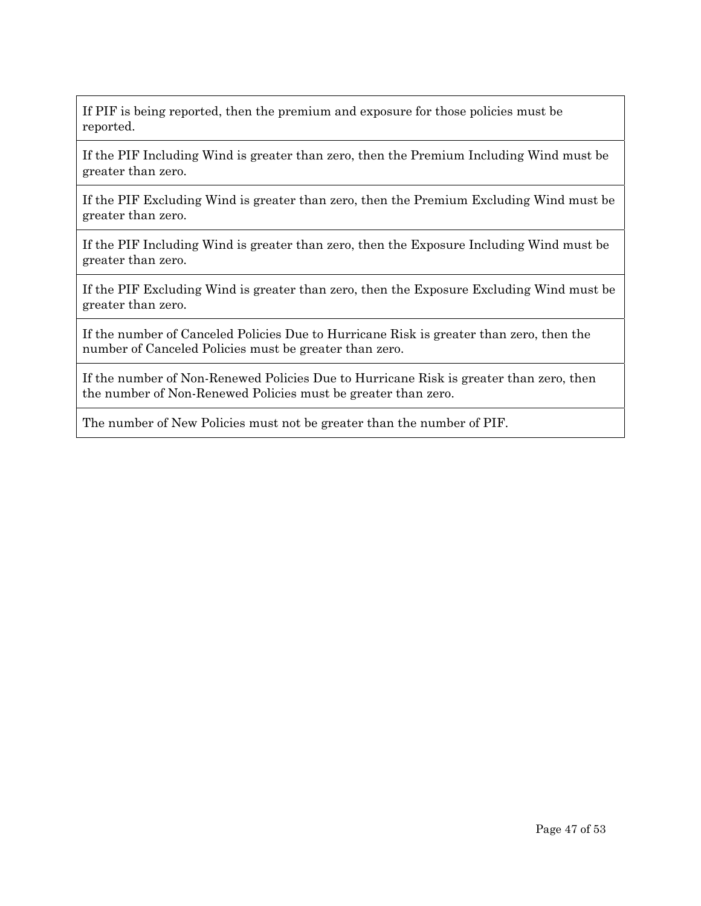| |
|---|
| If PIF is being reported, then the premium and exposure for those policies must be reported. |
| If the PIF Including Wind is greater than zero, then the Premium Including Wind must be greater than zero. |
| If the PIF Excluding Wind is greater than zero, then the Premium Excluding Wind must be greater than zero. |
| If the PIF Including Wind is greater than zero, then the Exposure Including Wind must be greater than zero. |
| If the PIF Excluding Wind is greater than zero, then the Exposure Excluding Wind must be greater than zero. |
| If the number of Canceled Policies Due to Hurricane Risk is greater than zero, then the number of Canceled Policies must be greater than zero. |
| If the number of Non-Renewed Policies Due to Hurricane Risk is greater than zero, then the number of Non-Renewed Policies must be greater than zero. |
| The number of New Policies must not be greater than the number of PIF. |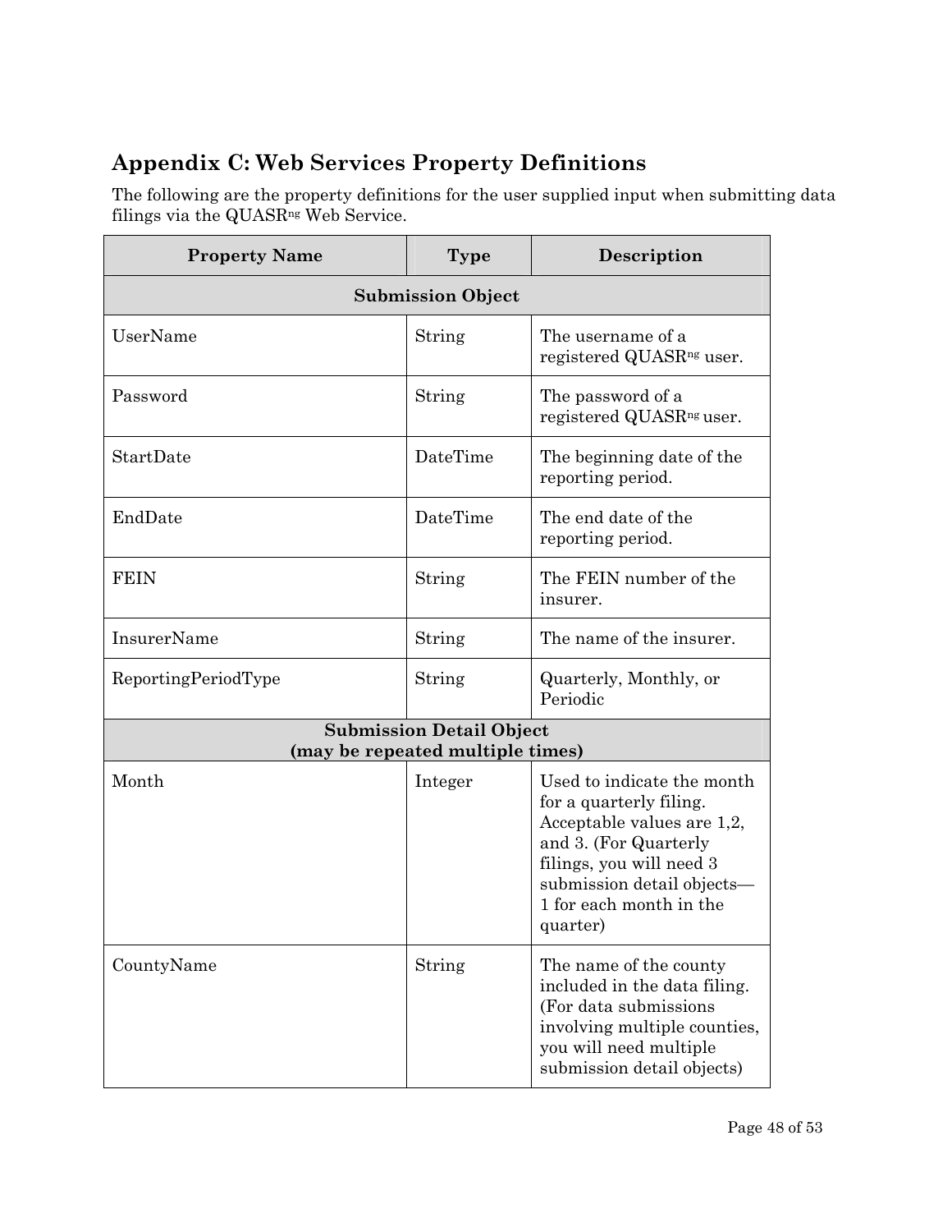## Appendix C: Web Services Property Definitions

The following are the property definitions for the user supplied input when submitting data filings via the QUASR$^{ng}$ Web Service.

| Property Name | Type | Description |
|---|---|---|
| **Submission Object** | | |
| UserName | String | The username of a registered QUASR$^{ng}$ user. |
| Password | String | The password of a registered QUASR$^{ng}$ user. |
| StartDate | DateTime | The beginning date of the reporting period. |
| EndDate | DateTime | The end date of the reporting period. |
| FEIN | String | The FEIN number of the insurer. |
| InsurerName | String | The name of the insurer. |
| ReportingPeriodType | String | Quarterly, Monthly, or Periodic |
| **Submission Detail Object (may be repeated multiple times)** | | |
| Month | Integer | Used to indicate the month for a quarterly filing. Acceptable values are 1,2, and 3. (For Quarterly filings, you will need 3 submission detail objects—1 for each month in the quarter) |
| CountyName | String | The name of the county included in the data filing. (For data submissions involving multiple counties, you will need multiple submission detail objects) |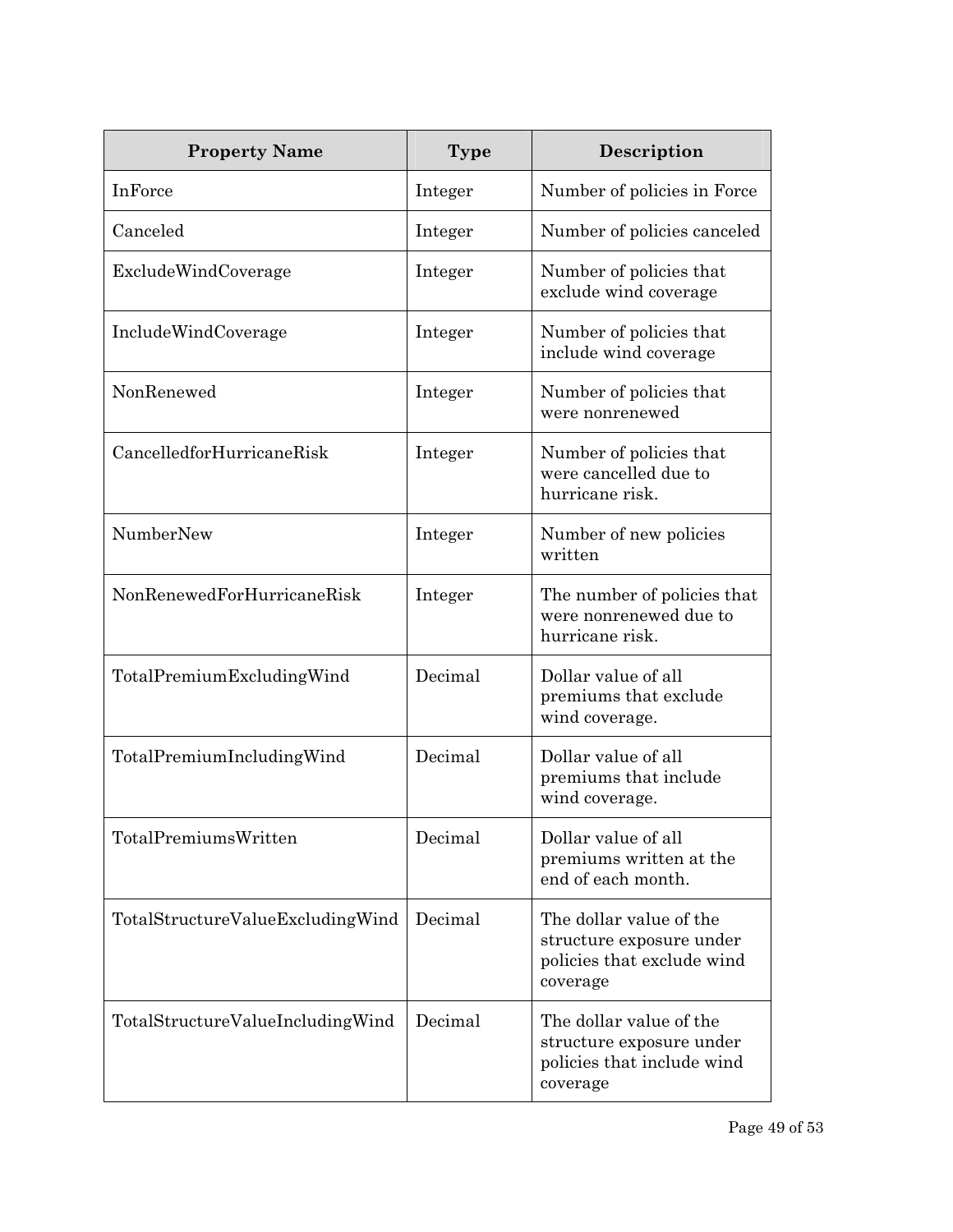| Property Name | Type | Description |
| --- | --- | --- |
| InForce | Integer | Number of policies in Force |
| Canceled | Integer | Number of policies canceled |
| ExcludeWindCoverage | Integer | Number of policies that exclude wind coverage |
| IncludeWindCoverage | Integer | Number of policies that include wind coverage |
| NonRenewed | Integer | Number of policies that were nonrenewed |
| CancelledforHurricaneRisk | Integer | Number of policies that were cancelled due to hurricane risk. |
| NumberNew | Integer | Number of new policies written |
| NonRenewedForHurricaneRisk | Integer | The number of policies that were nonrenewed due to hurricane risk. |
| TotalPremiumExcludingWind | Decimal | Dollar value of all premiums that exclude wind coverage. |
| TotalPremiumIncludingWind | Decimal | Dollar value of all premiums that include wind coverage. |
| TotalPremiumsWritten | Decimal | Dollar value of all premiums written at the end of each month. |
| TotalStructureValueExcludingWind | Decimal | The dollar value of the structure exposure under policies that exclude wind coverage |
| TotalStructureValueIncludingWind | Decimal | The dollar value of the structure exposure under policies that include wind coverage |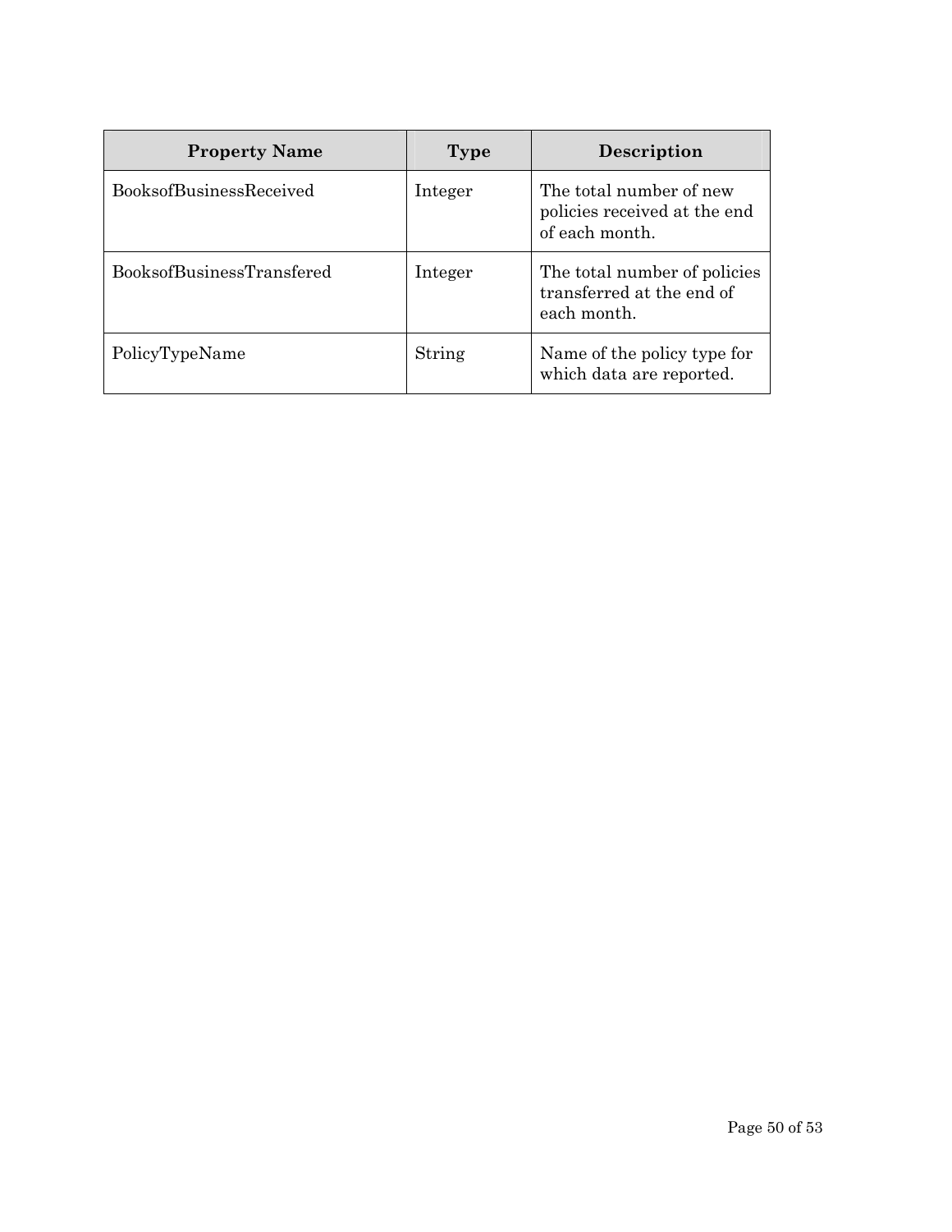| Property Name | Type | Description |
| --- | --- | --- |
| BooksofBusinessReceived | Integer | The total number of new policies received at the end of each month. |
| BooksofBusinessTransfered | Integer | The total number of policies transferred at the end of each month. |
| PolicyTypeName | String | Name of the policy type for which data are reported. |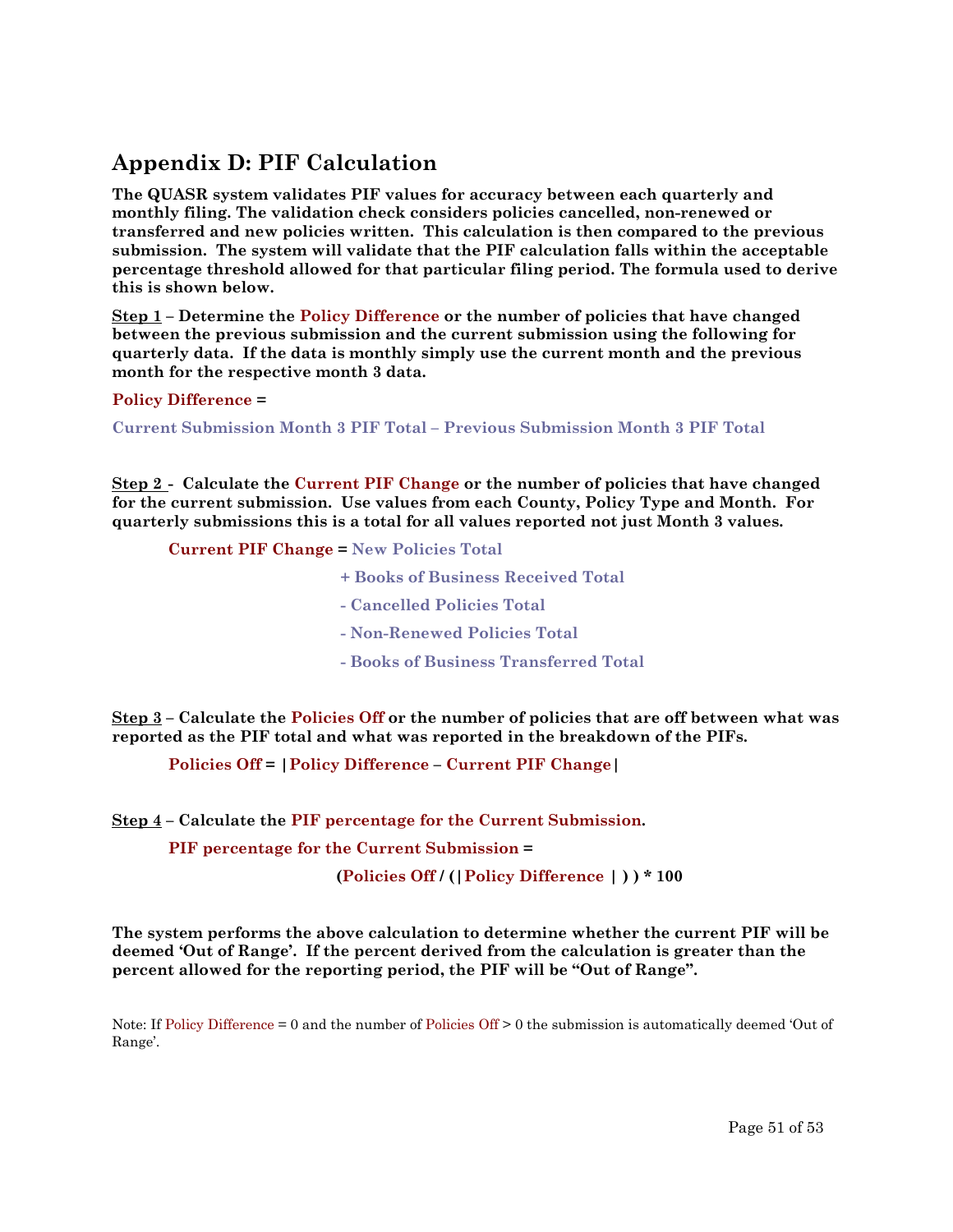## Appendix D: PIF Calculation

**The QUASR system validates PIF values for accuracy between each quarterly and monthly filing. The validation check considers policies cancelled, non-renewed or transferred and new policies written. This calculation is then compared to the previous submission. The system will validate that the PIF calculation falls within the acceptable percentage threshold allowed for that particular filing period. The formula used to derive this is shown below.**

**Step 1 – Determine the Policy Difference or the number of policies that have changed between the previous submission and the current submission using the following for quarterly data. If the data is monthly simply use the current month and the previous month for the respective month 3 data.**

**Policy Difference =**

**Current Submission Month 3 PIF Total – Previous Submission Month 3 PIF Total**

**Step 2 - Calculate the Current PIF Change or the number of policies that have changed for the current submission. Use values from each County, Policy Type and Month. For quarterly submissions this is a total for all values reported not just Month 3 values.**

**Current PIF Change = New Policies Total**
**+ Books of Business Received Total**
**- Cancelled Policies Total**
**- Non-Renewed Policies Total**
**- Books of Business Transferred Total**

**Step 3 – Calculate the Policies Off or the number of policies that are off between what was reported as the PIF total and what was reported in the breakdown of the PIFs.**

**Policies Off = |Policy Difference – Current PIF Change|**

**Step 4 – Calculate the PIF percentage for the Current Submission.**

**PIF percentage for the Current Submission =**

**(Policies Off / (|Policy Difference |) ) * 100**

**The system performs the above calculation to determine whether the current PIF will be deemed 'Out of Range'. If the percent derived from the calculation is greater than the percent allowed for the reporting period, the PIF will be "Out of Range".**

Note: If Policy Difference = 0 and the number of Policies Off > 0 the submission is automatically deemed 'Out of Range'.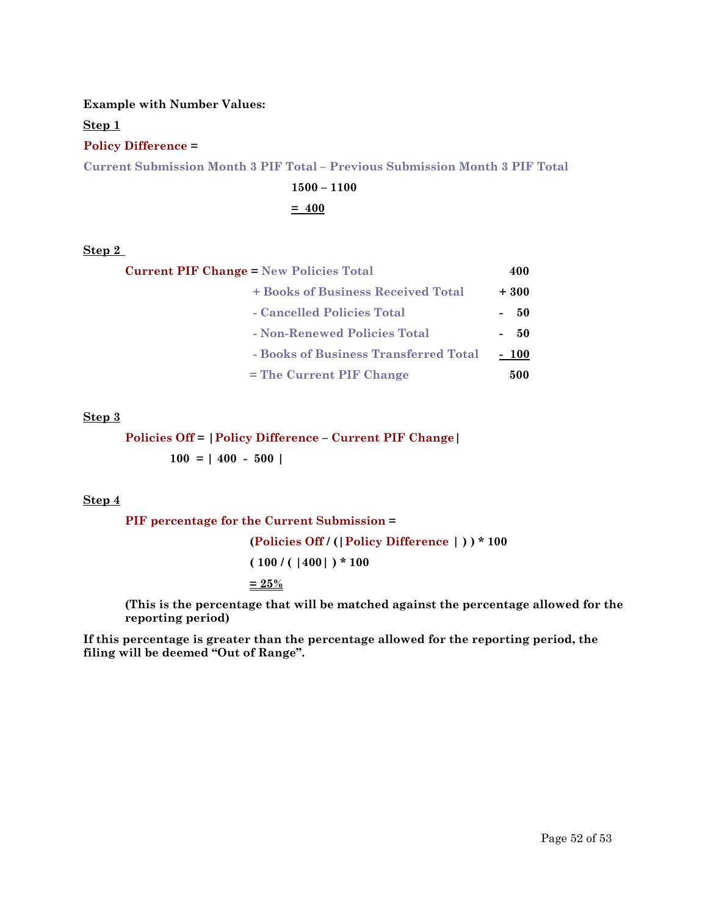**Example with Number Values:**

**Step 1**

**Policy Difference =**

**Current Submission Month 3 PIF Total – Previous Submission Month 3 PIF Total**

**1500 – 1100**

**= 400**

**Step 2**

| | |
|---|---|
| **Current PIF Change = New Policies Total** | **400** |
| **+ Books of Business Received Total** | **+ 300** |
| **- Cancelled Policies Total** | **- 50** |
| **- Non-Renewed Policies Total** | **- 50** |
| **- Books of Business Transferred Total** | **- 100** |
| **= The Current PIF Change** | **500** |

**Step 3**

**Policies Off = |Policy Difference – Current PIF Change|**

**100 = | 400 - 500 |**

**Step 4**

**PIF percentage for the Current Submission =**

**(Policies Off / (|Policy Difference | ) ) * 100**

**( 100 / ( |400| ) * 100**

**= 25%**

**(This is the percentage that will be matched against the percentage allowed for the reporting period)**

**If this percentage is greater than the percentage allowed for the reporting period, the filing will be deemed "Out of Range".**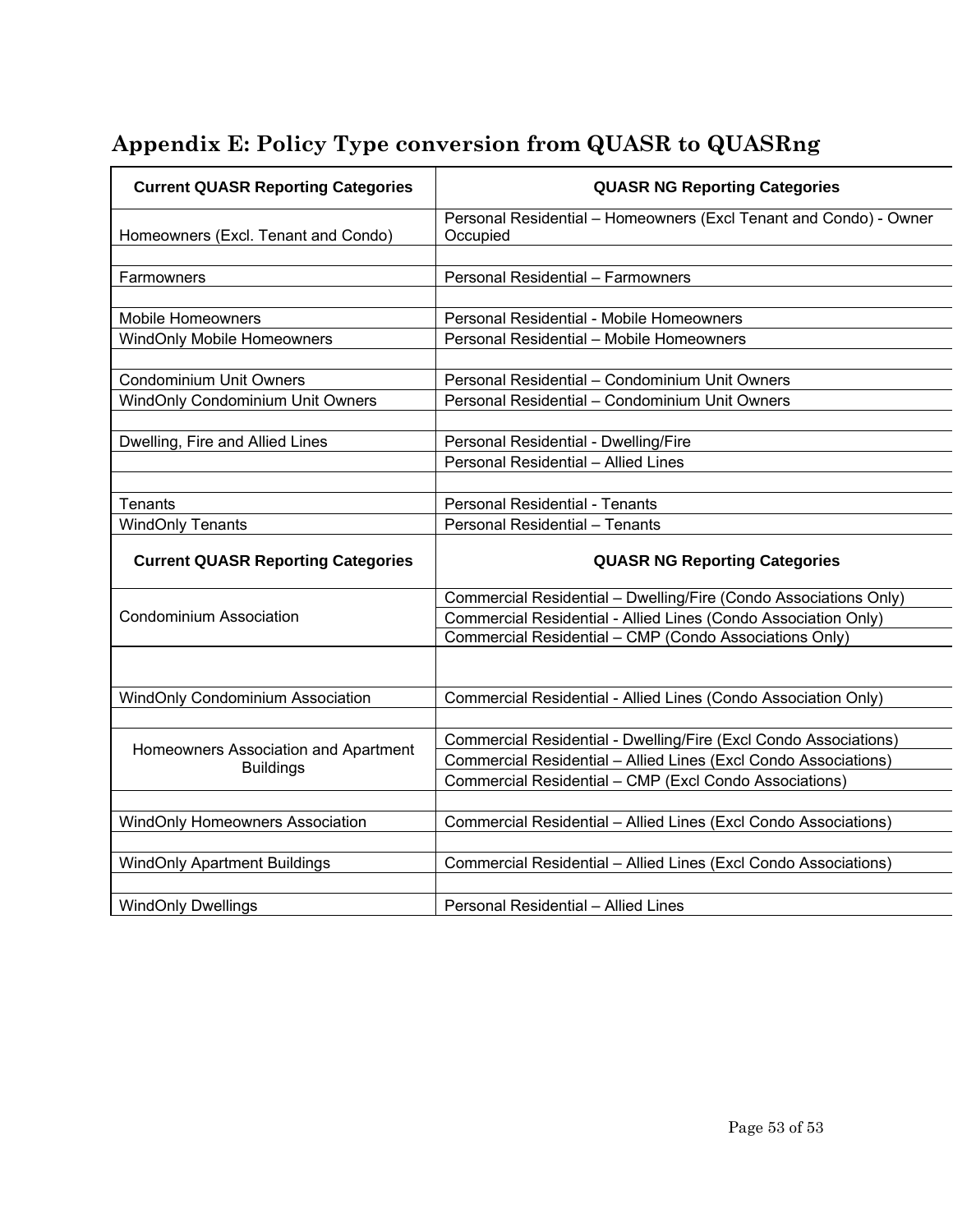# Appendix E: Policy Type conversion from QUASR to QUASRng

| Current QUASR Reporting Categories | QUASR NG Reporting Categories |
| --- | --- |
| Homeowners (Excl. Tenant and Condo) | Personal Residential – Homeowners (Excl Tenant and Condo) - Owner Occupied |
| | |
| Farmowners | Personal Residential – Farmowners |
| | |
| Mobile Homeowners | Personal Residential - Mobile Homeowners |
| WindOnly Mobile Homeowners | Personal Residential – Mobile Homeowners |
| | |
| Condominium Unit Owners | Personal Residential – Condominium Unit Owners |
| WindOnly Condominium Unit Owners | Personal Residential – Condominium Unit Owners |
| | |
| Dwelling, Fire and Allied Lines | Personal Residential - Dwelling/Fire |
| | Personal Residential – Allied Lines |
| | |
| Tenants | Personal Residential - Tenants |
| WindOnly Tenants | Personal Residential – Tenants |
| **Current QUASR Reporting Categories** | **QUASR NG Reporting Categories** |
| Condominium Association | Commercial Residential – Dwelling/Fire (Condo Associations Only) |
| | Commercial Residential - Allied Lines (Condo Association Only) |
| | Commercial Residential – CMP (Condo Associations Only) |
| | |
| WindOnly Condominium Association | Commercial Residential - Allied Lines (Condo Association Only) |
| | |
| Homeowners Association and Apartment Buildings | Commercial Residential - Dwelling/Fire (Excl Condo Associations) |
| | Commercial Residential – Allied Lines (Excl Condo Associations) |
| | Commercial Residential – CMP (Excl Condo Associations) |
| | |
| WindOnly Homeowners Association | Commercial Residential – Allied Lines (Excl Condo Associations) |
| | |
| WindOnly Apartment Buildings | Commercial Residential – Allied Lines (Excl Condo Associations) |
| | |
| WindOnly Dwellings | Personal Residential – Allied Lines |